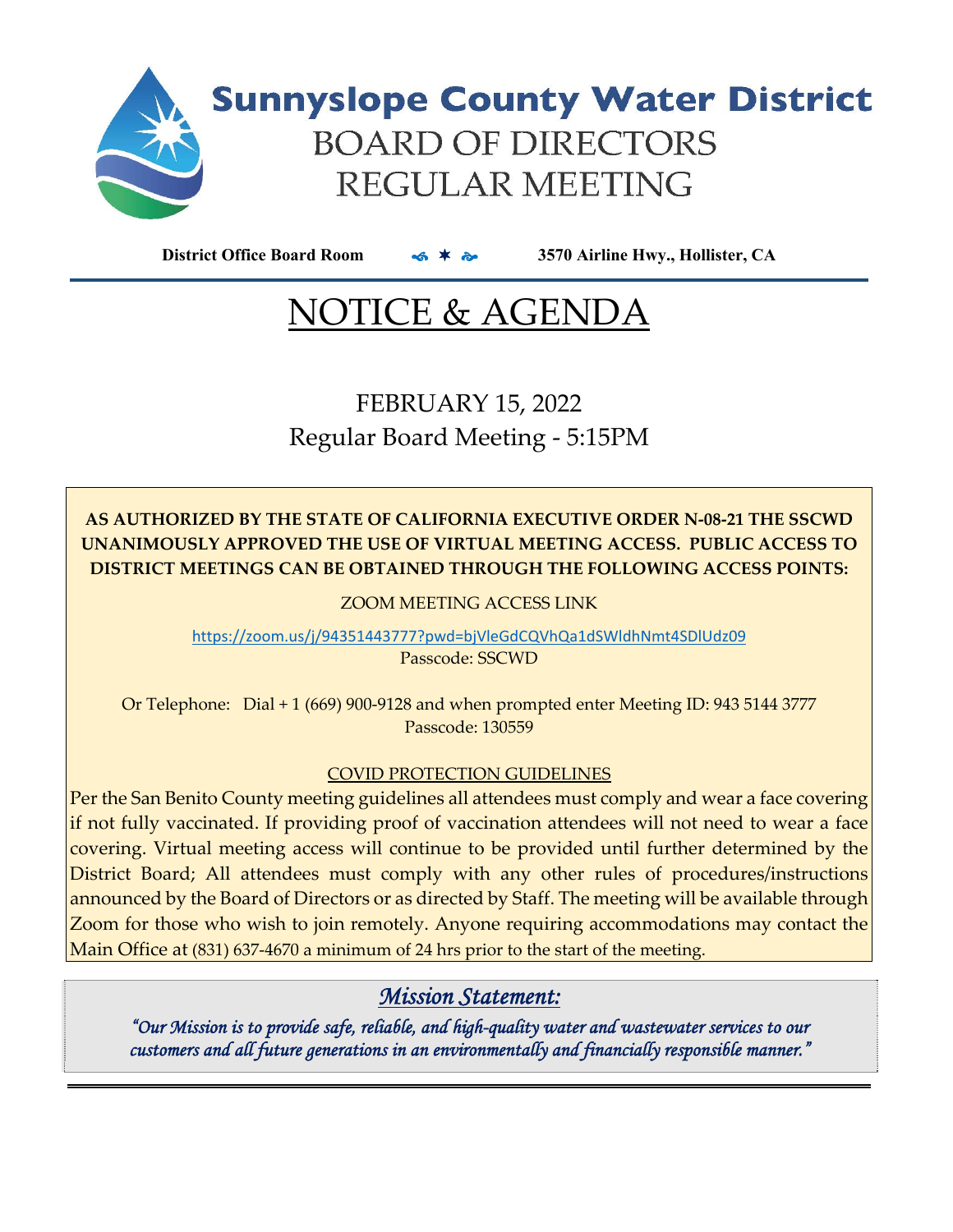# Sunnyslope County Water District

## BOARD OF DIRECTORS REGULAR MEETING

**District Office Board Room** ✶ **3570 Airline Hwy., Hollister, CA**

# NOTICE & AGENDA

## FEBRUARY 15, 2022
## Regular Board Meeting - 5:15PM

**AS AUTHORIZED BY THE STATE OF CALIFORNIA EXECUTIVE ORDER N-08-21 THE SSCWD UNANIMOUSLY APPROVED THE USE OF VIRTUAL MEETING ACCESS. PUBLIC ACCESS TO DISTRICT MEETINGS CAN BE OBTAINED THROUGH THE FOLLOWING ACCESS POINTS:**

ZOOM MEETING ACCESS LINK

https://zoom.us/j/94351443777?pwd=bjVleGdCQVhQa1dSWldhNmt4SDlUdz09

Passcode: SSCWD

Or Telephone: Dial + 1 (669) 900-9128 and when prompted enter Meeting ID: 943 5144 3777

Passcode: 130559

COVID PROTECTION GUIDELINES

Per the San Benito County meeting guidelines all attendees must comply and wear a face covering if not fully vaccinated. If providing proof of vaccination attendees will not need to wear a face covering. Virtual meeting access will continue to be provided until further determined by the District Board; All attendees must comply with any other rules of procedures/instructions announced by the Board of Directors or as directed by Staff. The meeting will be available through Zoom for those who wish to join remotely. Anyone requiring accommodations may contact the Main Office at (831) 637-4670 a minimum of 24 hrs prior to the start of the meeting.

*Mission Statement:*

*"Our Mission is to provide safe, reliable, and high-quality water and wastewater services to our customers and all future generations in an environmentally and financially responsible manner."*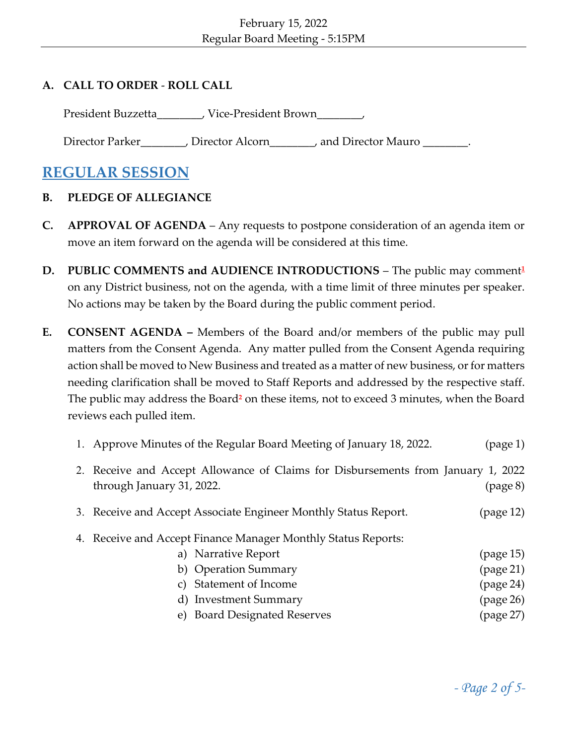### A. CALL TO ORDER - ROLL CALL

President Buzzetta________, Vice-President Brown________,

Director Parker________, Director Alcorn________, and Director Mauro ________.

## REGULAR SESSION

### B. PLEDGE OF ALLEGIANCE

**C. APPROVAL OF AGENDA** – Any requests to postpone consideration of an agenda item or move an item forward on the agenda will be considered at this time.

**D. PUBLIC COMMENTS and AUDIENCE INTRODUCTIONS** – The public may comment[1] on any District business, not on the agenda, with a time limit of three minutes per speaker. No actions may be taken by the Board during the public comment period.

**E. CONSENT AGENDA –** Members of the Board and/or members of the public may pull matters from the Consent Agenda. Any matter pulled from the Consent Agenda requiring action shall be moved to New Business and treated as a matter of new business, or for matters needing clarification shall be moved to Staff Reports and addressed by the respective staff. The public may address the Board[2] on these items, not to exceed 3 minutes, when the Board reviews each pulled item.

1. Approve Minutes of the Regular Board Meeting of January 18, 2022. (page 1)
2. Receive and Accept Allowance of Claims for Disbursements from January 1, 2022 through January 31, 2022. (page 8)
3. Receive and Accept Associate Engineer Monthly Status Report. (page 12)
4. Receive and Accept Finance Manager Monthly Status Reports:
   a) Narrative Report (page 15)
   b) Operation Summary (page 21)
   c) Statement of Income (page 24)
   d) Investment Summary (page 26)
   e) Board Designated Reserves (page 27)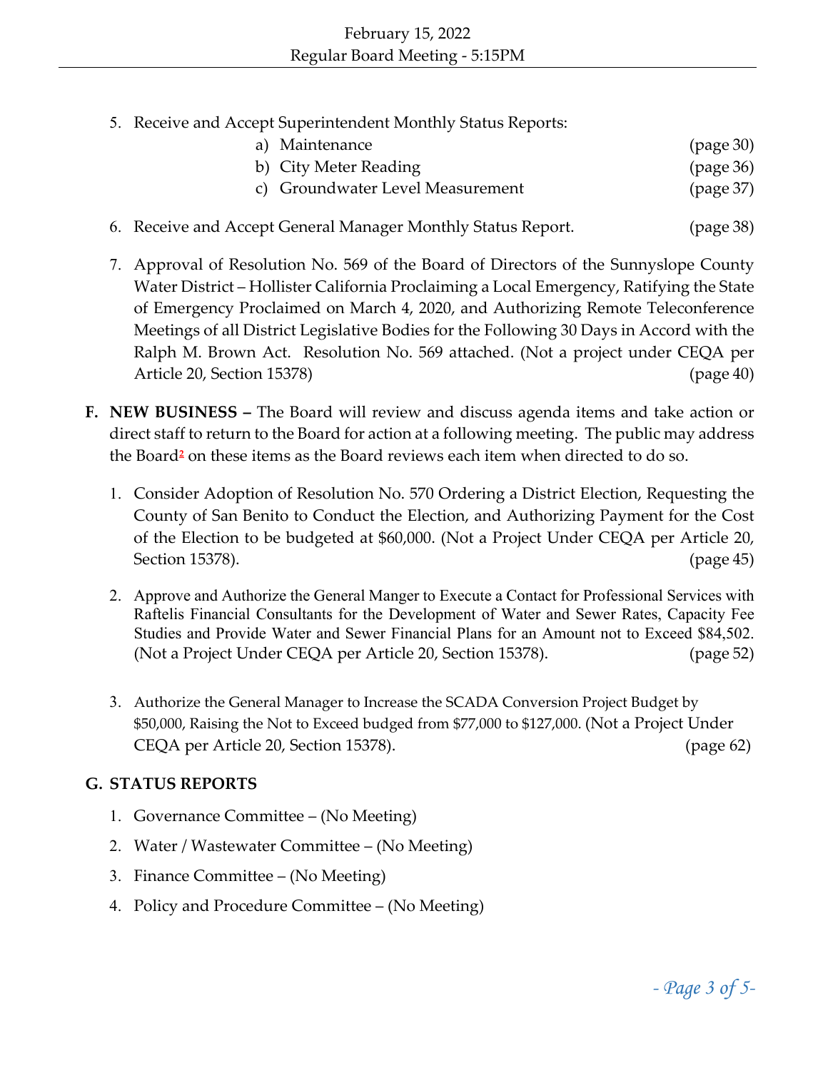5. Receive and Accept Superintendent Monthly Status Reports:
   a) Maintenance (page 30)
   b) City Meter Reading (page 36)
   c) Groundwater Level Measurement (page 37)

6. Receive and Accept General Manager Monthly Status Report. (page 38)

7. Approval of Resolution No. 569 of the Board of Directors of the Sunnyslope County Water District – Hollister California Proclaiming a Local Emergency, Ratifying the State of Emergency Proclaimed on March 4, 2020, and Authorizing Remote Teleconference Meetings of all District Legislative Bodies for the Following 30 Days in Accord with the Ralph M. Brown Act. Resolution No. 569 attached. (Not a project under CEQA per Article 20, Section 15378) (page 40)

**F. NEW BUSINESS –** The Board will review and discuss agenda items and take action or direct staff to return to the Board for action at a following meeting. The public may address the Board[2] on these items as the Board reviews each item when directed to do so.

1. Consider Adoption of Resolution No. 570 Ordering a District Election, Requesting the County of San Benito to Conduct the Election, and Authorizing Payment for the Cost of the Election to be budgeted at $60,000. (Not a Project Under CEQA per Article 20, Section 15378). (page 45)

2. Approve and Authorize the General Manger to Execute a Contact for Professional Services with Raftelis Financial Consultants for the Development of Water and Sewer Rates, Capacity Fee Studies and Provide Water and Sewer Financial Plans for an Amount not to Exceed $84,502. (Not a Project Under CEQA per Article 20, Section 15378). (page 52)

3. Authorize the General Manager to Increase the SCADA Conversion Project Budget by $50,000, Raising the Not to Exceed budged from $77,000 to $127,000. (Not a Project Under CEQA per Article 20, Section 15378). (page 62)

**G. STATUS REPORTS**

1. Governance Committee – (No Meeting)
2. Water / Wastewater Committee – (No Meeting)
3. Finance Committee – (No Meeting)
4. Policy and Procedure Committee – (No Meeting)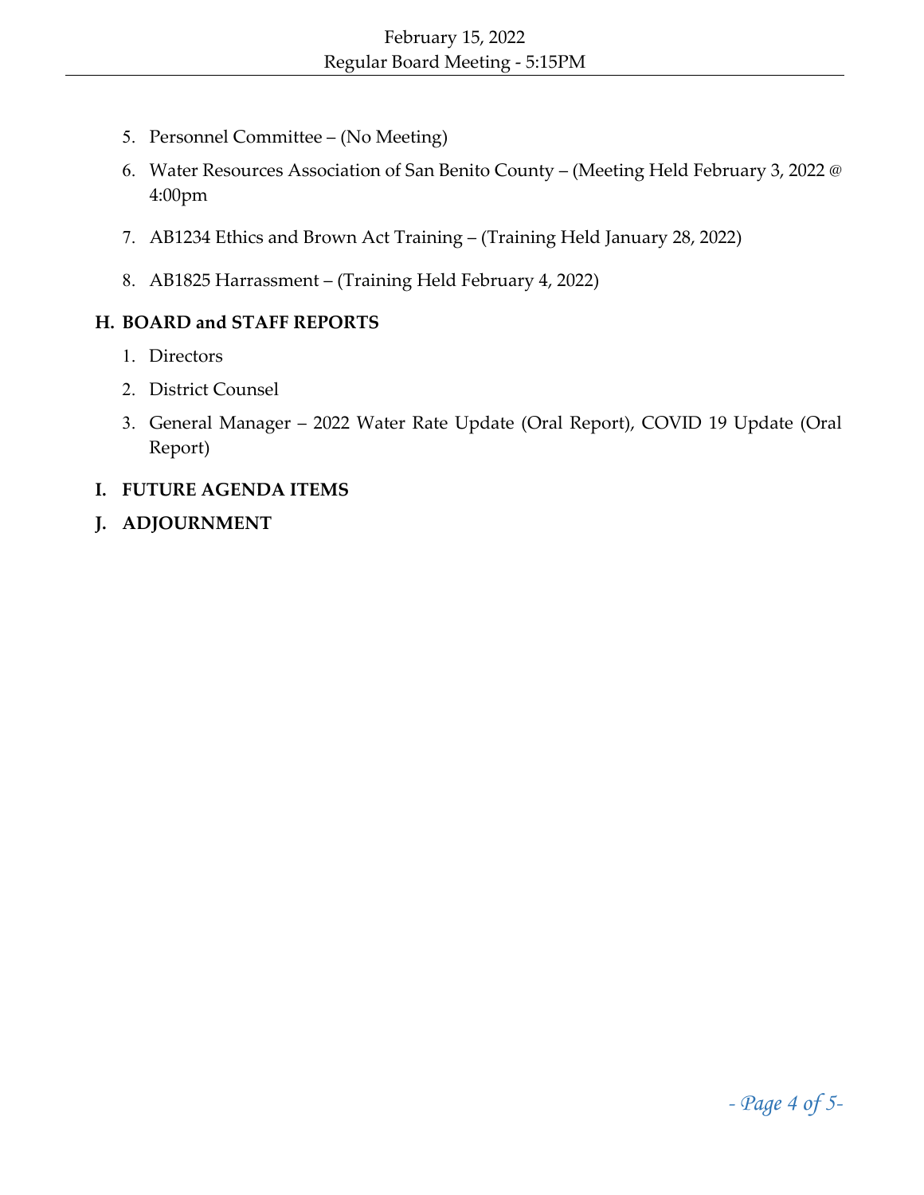5. Personnel Committee – (No Meeting)
6. Water Resources Association of San Benito County – (Meeting Held February 3, 2022 @ 4:00pm
7. AB1234 Ethics and Brown Act Training – (Training Held January 28, 2022)
8. AB1825 Harrassment – (Training Held February 4, 2022)

## H. BOARD and STAFF REPORTS

1. Directors
2. District Counsel
3. General Manager – 2022 Water Rate Update (Oral Report), COVID 19 Update (Oral Report)

## I. FUTURE AGENDA ITEMS

## J. ADJOURNMENT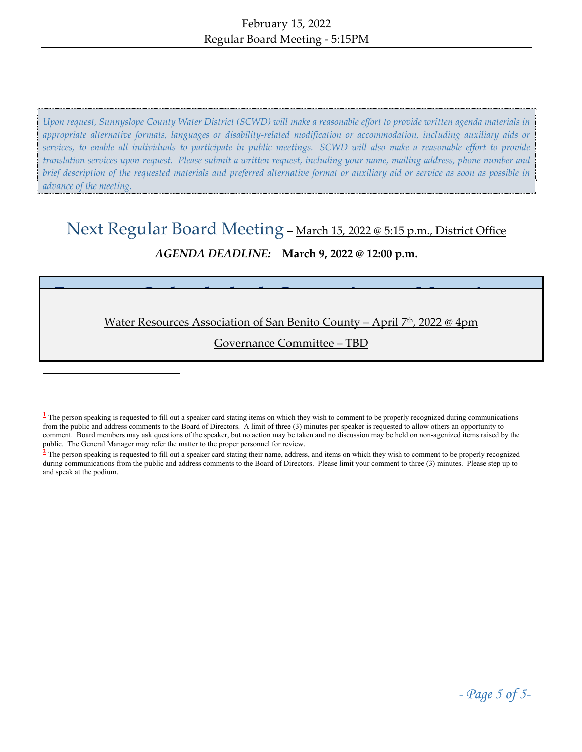*Upon request, Sunnyslope County Water District (SCWD) will make a reasonable effort to provide written agenda materials in appropriate alternative formats, languages or disability-related modification or accommodation, including auxiliary aids or services, to enable all individuals to participate in public meetings. SCWD will also make a reasonable effort to provide translation services upon request. Please submit a written request, including your name, mailing address, phone number and brief description of the requested materials and preferred alternative format or auxiliary aid or service as soon as possible in advance of the meeting.*

## Next Regular Board Meeting – March 15, 2022 @ 5:15 p.m., District Office

***AGENDA DEADLINE:*** **March 9, 2022 @ 12:00 p.m.**

## Future Scheduled Committee Meetings

Water Resources Association of San Benito County – April 7th, 2022 @ 4pm

Governance Committee – TBD

---

[1] The person speaking is requested to fill out a speaker card stating items on which they wish to comment to be properly recognized during communications from the public and address comments to the Board of Directors. A limit of three (3) minutes per speaker is requested to allow others an opportunity to comment. Board members may ask questions of the speaker, but no action may be taken and no discussion may be held on non-agenized items raised by the public. The General Manager may refer the matter to the proper personnel for review.

[2] The person speaking is requested to fill out a speaker card stating their name, address, and items on which they wish to comment to be properly recognized during communications from the public and address comments to the Board of Directors. Please limit your comment to three (3) minutes. Please step up to and speak at the podium.